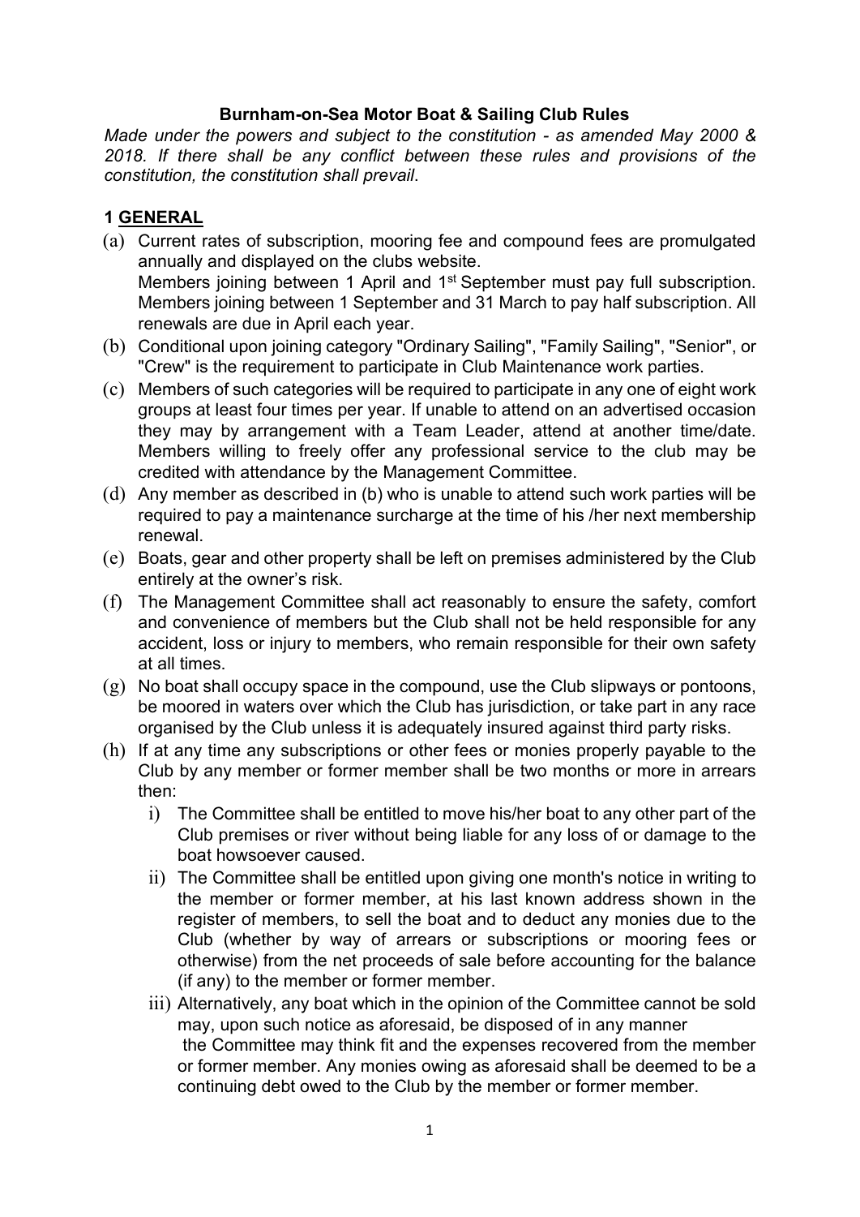# Burnham-on-Sea Motor Boat & Sailing Club Rules

*Made under the powers and subject to the constitution - as amended May 2000 & 2018. If there shall be any conflict between these rules and provisions of the constitution, the constitution shall prevail*.

## 1 GENERAL

(a) Current rates of subscription, mooring fee and compound fees are promulgated annually and displayed on the clubs website.
Members joining between 1 April and 1st September must pay full subscription. Members joining between 1 September and 31 March to pay half subscription. All renewals are due in April each year.

(b) Conditional upon joining category "Ordinary Sailing", "Family Sailing", "Senior", or "Crew" is the requirement to participate in Club Maintenance work parties.

(c) Members of such categories will be required to participate in any one of eight work groups at least four times per year. If unable to attend on an advertised occasion they may by arrangement with a Team Leader, attend at another time/date. Members willing to freely offer any professional service to the club may be credited with attendance by the Management Committee.

(d) Any member as described in (b) who is unable to attend such work parties will be required to pay a maintenance surcharge at the time of his /her next membership renewal.

(e) Boats, gear and other property shall be left on premises administered by the Club entirely at the owner's risk.

(f) The Management Committee shall act reasonably to ensure the safety, comfort and convenience of members but the Club shall not be held responsible for any accident, loss or injury to members, who remain responsible for their own safety at all times.

(g) No boat shall occupy space in the compound, use the Club slipways or pontoons, be moored in waters over which the Club has jurisdiction, or take part in any race organised by the Club unless it is adequately insured against third party risks.

(h) If at any time any subscriptions or other fees or monies properly payable to the Club by any member or former member shall be two months or more in arrears then:

   i) The Committee shall be entitled to move his/her boat to any other part of the Club premises or river without being liable for any loss of or damage to the boat howsoever caused.

   ii) The Committee shall be entitled upon giving one month's notice in writing to the member or former member, at his last known address shown in the register of members, to sell the boat and to deduct any monies due to the Club (whether by way of arrears or subscriptions or mooring fees or otherwise) from the net proceeds of sale before accounting for the balance (if any) to the member or former member.

   iii) Alternatively, any boat which in the opinion of the Committee cannot be sold may, upon such notice as aforesaid, be disposed of in any manner the Committee may think fit and the expenses recovered from the member or former member. Any monies owing as aforesaid shall be deemed to be a continuing debt owed to the Club by the member or former member.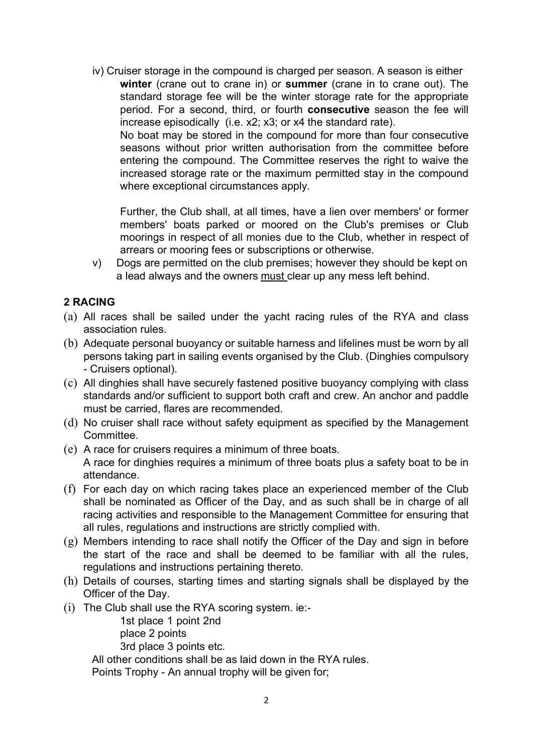iv) Cruiser storage in the compound is charged per season. A season is either **winter** (crane out to crane in) or **summer** (crane in to crane out). The standard storage fee will be the winter storage rate for the appropriate period. For a second, third, or fourth **consecutive** season the fee will increase episodically (i.e. x2; x3; or x4 the standard rate).

No boat may be stored in the compound for more than four consecutive seasons without prior written authorisation from the committee before entering the compound. The Committee reserves the right to waive the increased storage rate or the maximum permitted stay in the compound where exceptional circumstances apply.

Further, the Club shall, at all times, have a lien over members' or former members' boats parked or moored on the Club's premises or Club moorings in respect of all monies due to the Club, whether in respect of arrears or mooring fees or subscriptions or otherwise.

v) Dogs are permitted on the club premises; however they should be kept on a lead always and the owners <u>must</u> clear up any mess left behind.

## 2 RACING

(a) All races shall be sailed under the yacht racing rules of the RYA and class association rules.

(b) Adequate personal buoyancy or suitable harness and lifelines must be worn by all persons taking part in sailing events organised by the Club. (Dinghies compulsory - Cruisers optional).

(c) All dinghies shall have securely fastened positive buoyancy complying with class standards and/or sufficient to support both craft and crew. An anchor and paddle must be carried, flares are recommended.

(d) No cruiser shall race without safety equipment as specified by the Management Committee.

(e) A race for cruisers requires a minimum of three boats.
A race for dinghies requires a minimum of three boats plus a safety boat to be in attendance.

(f) For each day on which racing takes place an experienced member of the Club shall be nominated as Officer of the Day, and as such shall be in charge of all racing activities and responsible to the Management Committee for ensuring that all rules, regulations and instructions are strictly complied with.

(g) Members intending to race shall notify the Officer of the Day and sign in before the start of the race and shall be deemed to be familiar with all the rules, regulations and instructions pertaining thereto.

(h) Details of courses, starting times and starting signals shall be displayed by the Officer of the Day.

(i) The Club shall use the RYA scoring system. ie:-

1st place 1 point 2nd
place 2 points
3rd place 3 points etc.

All other conditions shall be as laid down in the RYA rules.
Points Trophy - An annual trophy will be given for;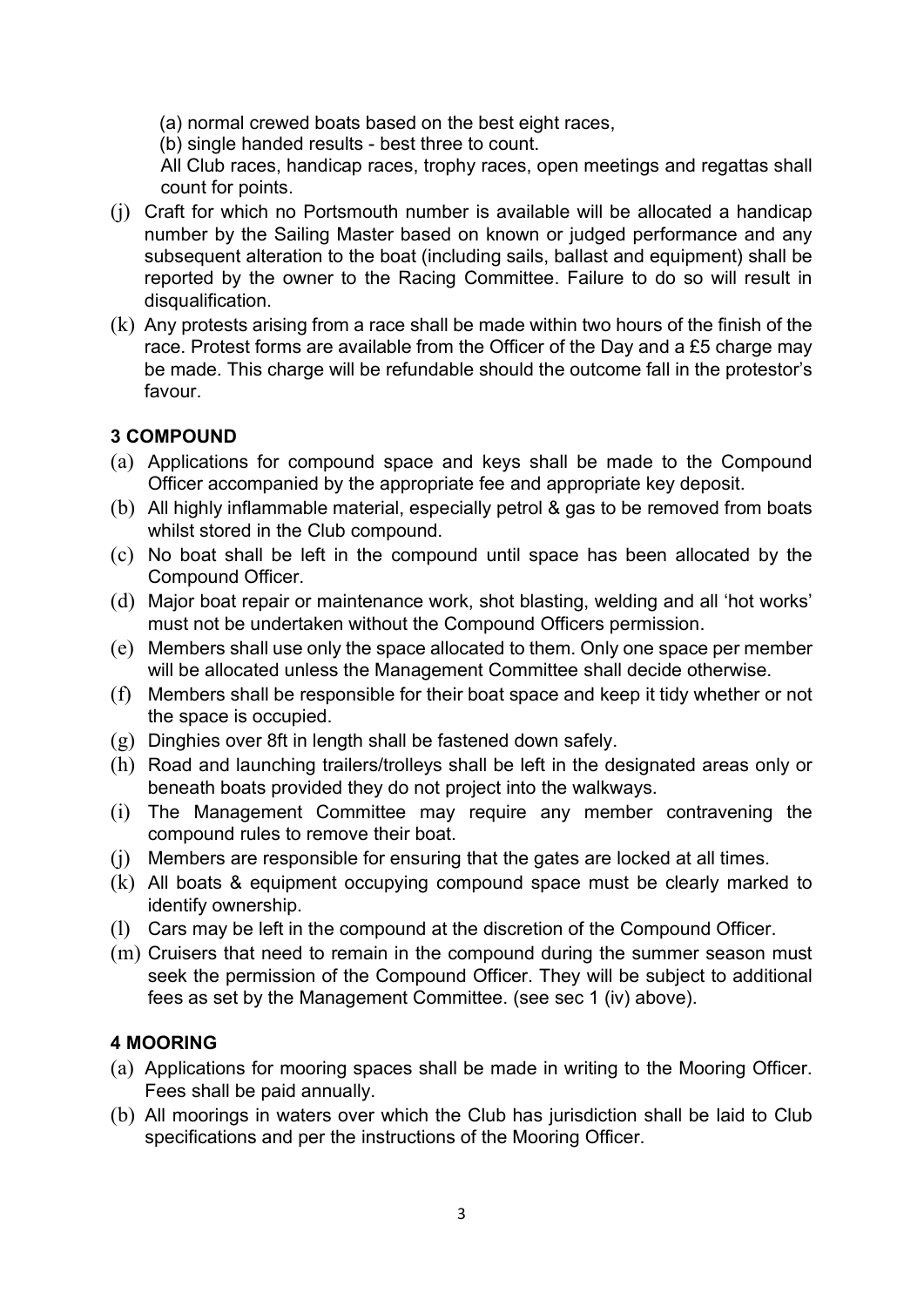(a) normal crewed boats based on the best eight races,

(b) single handed results - best three to count.

All Club races, handicap races, trophy races, open meetings and regattas shall count for points.

(j) Craft for which no Portsmouth number is available will be allocated a handicap number by the Sailing Master based on known or judged performance and any subsequent alteration to the boat (including sails, ballast and equipment) shall be reported by the owner to the Racing Committee. Failure to do so will result in disqualification.

(k) Any protests arising from a race shall be made within two hours of the finish of the race. Protest forms are available from the Officer of the Day and a £5 charge may be made. This charge will be refundable should the outcome fall in the protestor's favour.

**3 COMPOUND**

(a) Applications for compound space and keys shall be made to the Compound Officer accompanied by the appropriate fee and appropriate key deposit.

(b) All highly inflammable material, especially petrol & gas to be removed from boats whilst stored in the Club compound.

(c) No boat shall be left in the compound until space has been allocated by the Compound Officer.

(d) Major boat repair or maintenance work, shot blasting, welding and all 'hot works' must not be undertaken without the Compound Officers permission.

(e) Members shall use only the space allocated to them. Only one space per member will be allocated unless the Management Committee shall decide otherwise.

(f) Members shall be responsible for their boat space and keep it tidy whether or not the space is occupied.

(g) Dinghies over 8ft in length shall be fastened down safely.

(h) Road and launching trailers/trolleys shall be left in the designated areas only or beneath boats provided they do not project into the walkways.

(i) The Management Committee may require any member contravening the compound rules to remove their boat.

(j) Members are responsible for ensuring that the gates are locked at all times.

(k) All boats & equipment occupying compound space must be clearly marked to identify ownership.

(l) Cars may be left in the compound at the discretion of the Compound Officer.

(m) Cruisers that need to remain in the compound during the summer season must seek the permission of the Compound Officer. They will be subject to additional fees as set by the Management Committee. (see sec 1 (iv) above).

**4 MOORING**

(a) Applications for mooring spaces shall be made in writing to the Mooring Officer. Fees shall be paid annually.

(b) All moorings in waters over which the Club has jurisdiction shall be laid to Club specifications and per the instructions of the Mooring Officer.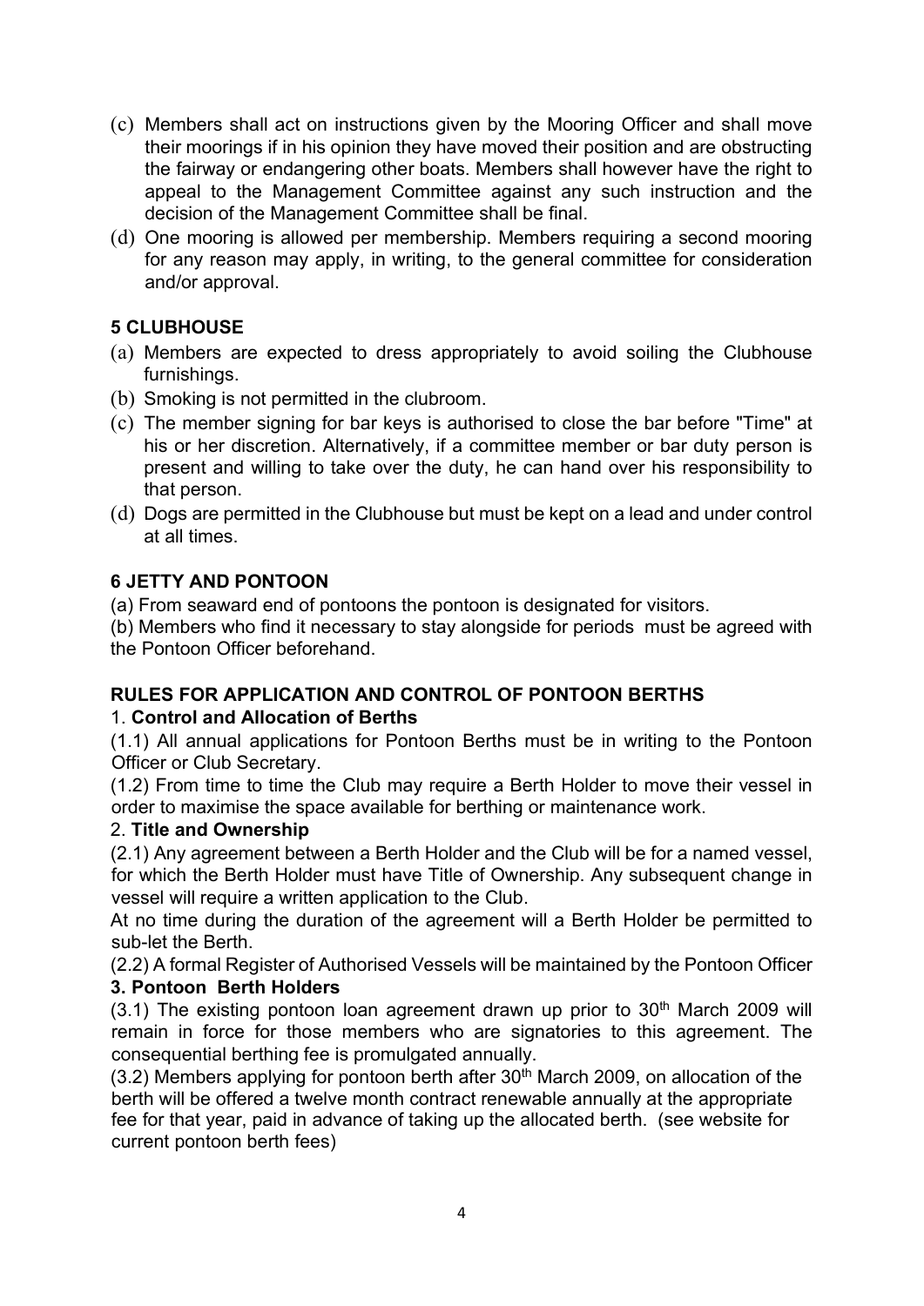(c) Members shall act on instructions given by the Mooring Officer and shall move their moorings if in his opinion they have moved their position and are obstructing the fairway or endangering other boats. Members shall however have the right to appeal to the Management Committee against any such instruction and the decision of the Management Committee shall be final.

(d) One mooring is allowed per membership. Members requiring a second mooring for any reason may apply, in writing, to the general committee for consideration and/or approval.

## 5 CLUBHOUSE

(a) Members are expected to dress appropriately to avoid soiling the Clubhouse furnishings.

(b) Smoking is not permitted in the clubroom.

(c) The member signing for bar keys is authorised to close the bar before "Time" at his or her discretion. Alternatively, if a committee member or bar duty person is present and willing to take over the duty, he can hand over his responsibility to that person.

(d) Dogs are permitted in the Clubhouse but must be kept on a lead and under control at all times.

## 6 JETTY AND PONTOON

(a) From seaward end of pontoons the pontoon is designated for visitors.

(b) Members who find it necessary to stay alongside for periods must be agreed with the Pontoon Officer beforehand.

## RULES FOR APPLICATION AND CONTROL OF PONTOON BERTHS

1. **Control and Allocation of Berths**

(1.1) All annual applications for Pontoon Berths must be in writing to the Pontoon Officer or Club Secretary.

(1.2) From time to time the Club may require a Berth Holder to move their vessel in order to maximise the space available for berthing or maintenance work.

2. **Title and Ownership**

(2.1) Any agreement between a Berth Holder and the Club will be for a named vessel, for which the Berth Holder must have Title of Ownership. Any subsequent change in vessel will require a written application to the Club.

At no time during the duration of the agreement will a Berth Holder be permitted to sub-let the Berth.

(2.2) A formal Register of Authorised Vessels will be maintained by the Pontoon Officer

**3. Pontoon Berth Holders**

(3.1) The existing pontoon loan agreement drawn up prior to 30th March 2009 will remain in force for those members who are signatories to this agreement. The consequential berthing fee is promulgated annually.

(3.2) Members applying for pontoon berth after 30th March 2009, on allocation of the berth will be offered a twelve month contract renewable annually at the appropriate fee for that year, paid in advance of taking up the allocated berth. (see website for current pontoon berth fees)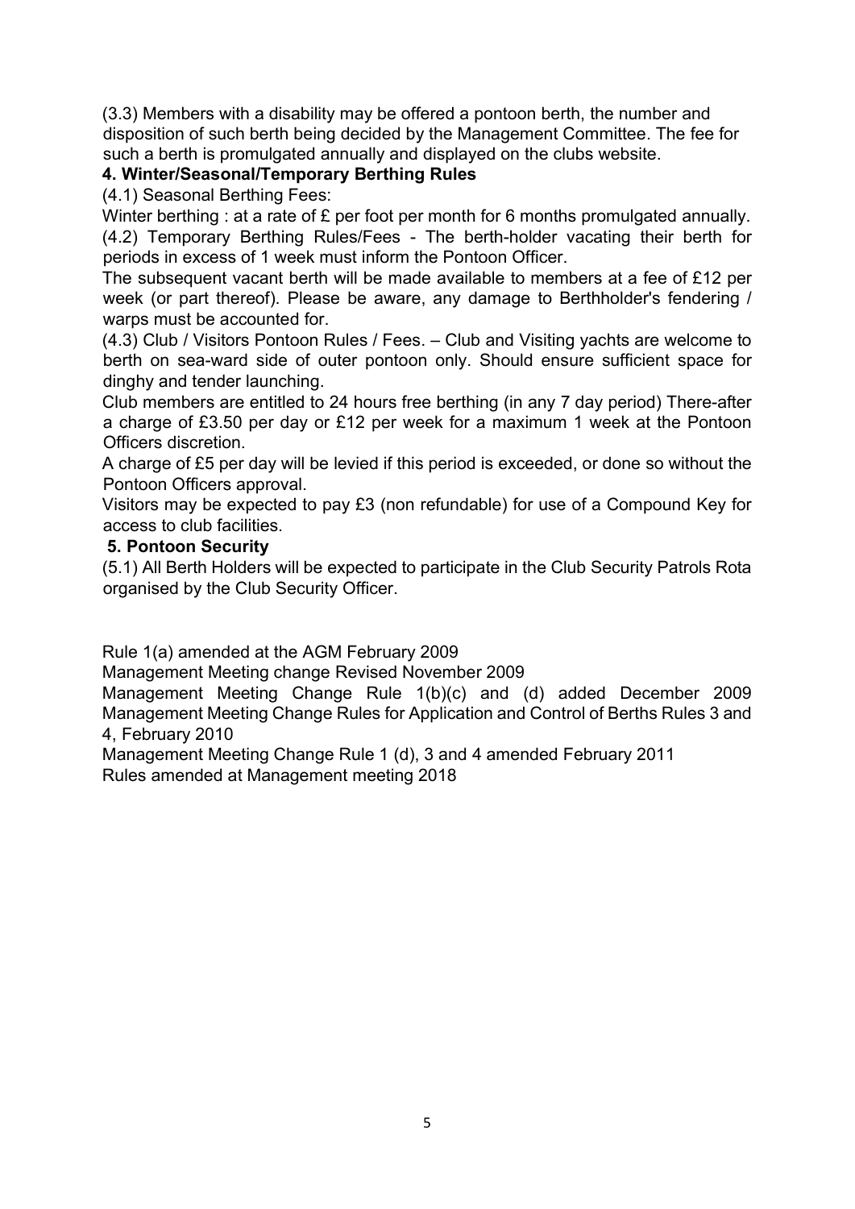(3.3) Members with a disability may be offered a pontoon berth, the number and disposition of such berth being decided by the Management Committee. The fee for such a berth is promulgated annually and displayed on the clubs website.

**4. Winter/Seasonal/Temporary Berthing Rules**

(4.1) Seasonal Berthing Fees:

Winter berthing : at a rate of £ per foot per month for 6 months promulgated annually.

(4.2) Temporary Berthing Rules/Fees - The berth-holder vacating their berth for periods in excess of 1 week must inform the Pontoon Officer.

The subsequent vacant berth will be made available to members at a fee of £12 per week (or part thereof). Please be aware, any damage to Berthholder's fendering / warps must be accounted for.

(4.3) Club / Visitors Pontoon Rules / Fees. – Club and Visiting yachts are welcome to berth on sea-ward side of outer pontoon only. Should ensure sufficient space for dinghy and tender launching.

Club members are entitled to 24 hours free berthing (in any 7 day period) There-after a charge of £3.50 per day or £12 per week for a maximum 1 week at the Pontoon Officers discretion.

A charge of £5 per day will be levied if this period is exceeded, or done so without the Pontoon Officers approval.

Visitors may be expected to pay £3 (non refundable) for use of a Compound Key for access to club facilities.

**5. Pontoon Security**

(5.1) All Berth Holders will be expected to participate in the Club Security Patrols Rota organised by the Club Security Officer.

Rule 1(a) amended at the AGM February 2009

Management Meeting change Revised November 2009

Management Meeting Change Rule 1(b)(c) and (d) added December 2009

Management Meeting Change Rules for Application and Control of Berths Rules 3 and 4, February 2010

Management Meeting Change Rule 1 (d), 3 and 4 amended February 2011

Rules amended at Management meeting 2018